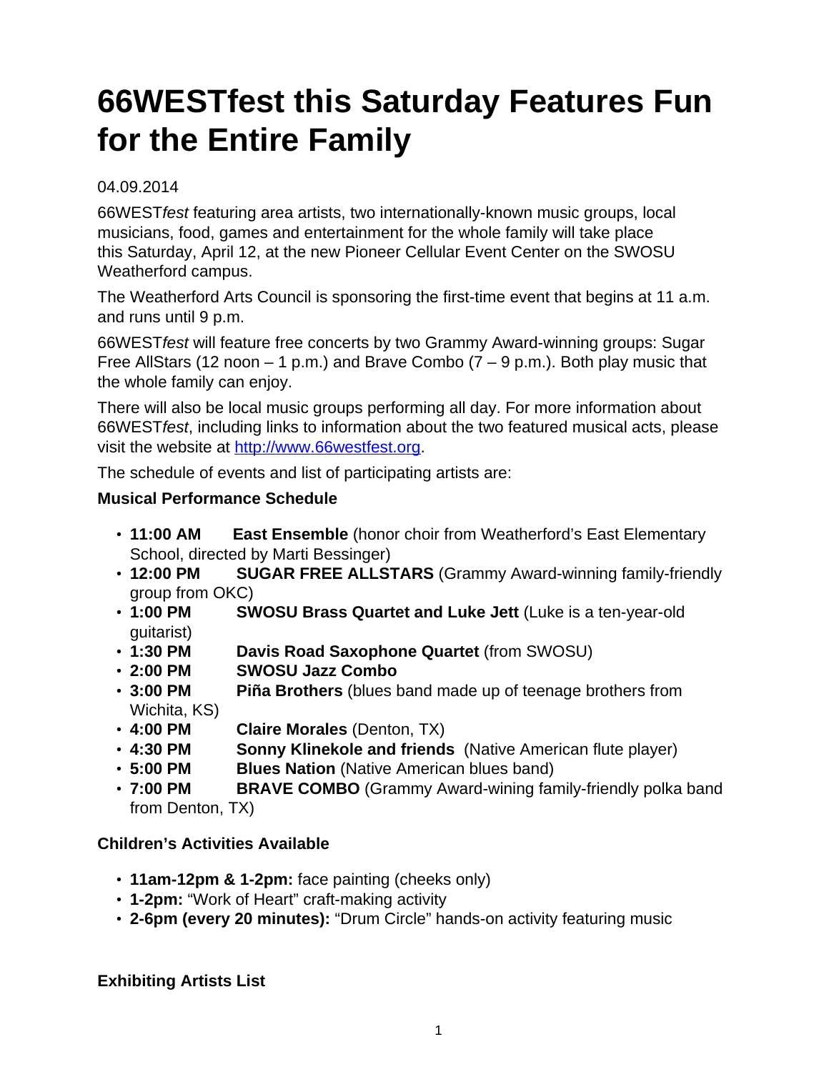# 66WESTfest this Saturday Features Fun for the Entire Family

04.09.2014

66WEST*fest* featuring area artists, two internationally-known music groups, local musicians, food, games and entertainment for the whole family will take place this Saturday, April 12, at the new Pioneer Cellular Event Center on the SWOSU Weatherford campus.

The Weatherford Arts Council is sponsoring the first-time event that begins at 11 a.m. and runs until 9 p.m.

66WEST*fest* will feature free concerts by two Grammy Award-winning groups: Sugar Free AllStars (12 noon – 1 p.m.) and Brave Combo (7 – 9 p.m.). Both play music that the whole family can enjoy.

There will also be local music groups performing all day. For more information about 66WEST*fest*, including links to information about the two featured musical acts, please visit the website at [http://www.66westfest.org](http://www.66westfest.org).

The schedule of events and list of participating artists are:

**Musical Performance Schedule**

- **11:00 AM** **East Ensemble** (honor choir from Weatherford's East Elementary School, directed by Marti Bessinger)
- **12:00 PM** **SUGAR FREE ALLSTARS** (Grammy Award-winning family-friendly group from OKC)
- **1:00 PM** **SWOSU Brass Quartet and Luke Jett** (Luke is a ten-year-old guitarist)
- **1:30 PM** **Davis Road Saxophone Quartet** (from SWOSU)
- **2:00 PM** **SWOSU Jazz Combo**
- **3:00 PM** **Piña Brothers** (blues band made up of teenage brothers from Wichita, KS)
- **4:00 PM** **Claire Morales** (Denton, TX)
- **4:30 PM** **Sonny Klinekole and friends** (Native American flute player)
- **5:00 PM** **Blues Nation** (Native American blues band)
- **7:00 PM** **BRAVE COMBO** (Grammy Award-wining family-friendly polka band from Denton, TX)

**Children's Activities Available**

- **11am-12pm & 1-2pm:** face painting (cheeks only)
- **1-2pm:** "Work of Heart" craft-making activity
- **2-6pm (every 20 minutes):** "Drum Circle" hands-on activity featuring music

**Exhibiting Artists List**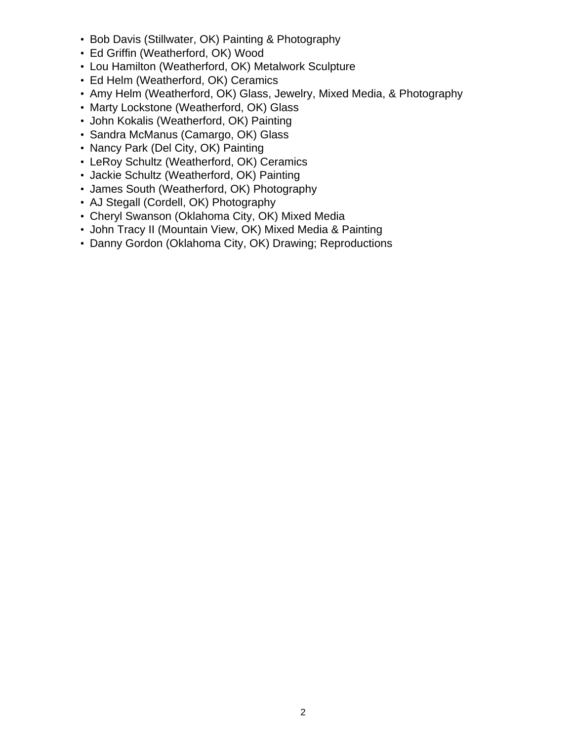- Bob Davis (Stillwater, OK) Painting & Photography
- Ed Griffin (Weatherford, OK) Wood
- Lou Hamilton (Weatherford, OK) Metalwork Sculpture
- Ed Helm (Weatherford, OK) Ceramics
- Amy Helm (Weatherford, OK) Glass, Jewelry, Mixed Media, & Photography
- Marty Lockstone (Weatherford, OK) Glass
- John Kokalis (Weatherford, OK) Painting
- Sandra McManus (Camargo, OK) Glass
- Nancy Park (Del City, OK) Painting
- LeRoy Schultz (Weatherford, OK) Ceramics
- Jackie Schultz (Weatherford, OK) Painting
- James South (Weatherford, OK) Photography
- AJ Stegall (Cordell, OK) Photography
- Cheryl Swanson (Oklahoma City, OK) Mixed Media
- John Tracy II (Mountain View, OK) Mixed Media & Painting
- Danny Gordon (Oklahoma City, OK) Drawing; Reproductions